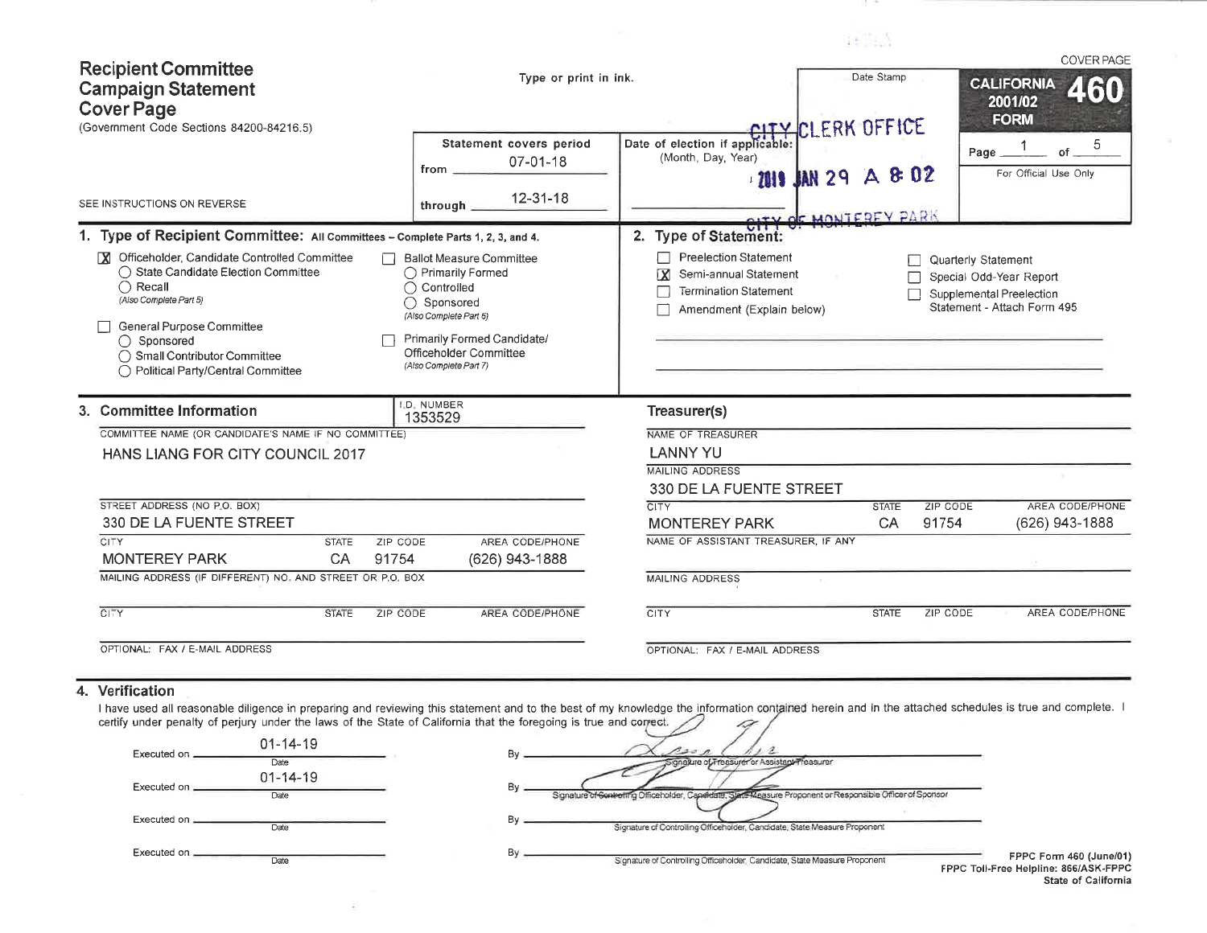# Recipient Committee Campaign Statement Cover Page

(Government Code Sections 84200-84216.5)

SEE INSTRUCTIONS ON REVERSE

Type or print in ink.

COVER PAGE

**CALIFORNIA FORM 460**
2001/02

Page 1 of 5

For Official Use Only

Date Stamp

CITY CLERK OFFICE
2019 JAN 29 A 8:02
CITY OF MONTEREY PARK

Statement covers period
from 07-01-18
through 12-31-18

Date of election if applicable:
(Month, Day, Year)

## 1. Type of Recipient Committee: All Committees – Complete Parts 1, 2, 3, and 4.

- [X] Officeholder, Candidate Controlled Committee
  - ○ State Candidate Election Committee
  - ○ Recall *(Also Complete Part 5)*
- [ ] General Purpose Committee
  - ○ Sponsored
  - ○ Small Contributor Committee
  - ○ Political Party/Central Committee
- [ ] Ballot Measure Committee
  - ○ Primarily Formed
  - ○ Controlled
  - ○ Sponsored *(Also Complete Part 6)*
- [ ] Primarily Formed Candidate/Officeholder Committee *(Also Complete Part 7)*

## 2. Type of Statement:

- [ ] Preelection Statement
- [X] Semi-annual Statement
- [ ] Termination Statement
- [ ] Amendment (Explain below)
- [ ] Quarterly Statement
- [ ] Special Odd-Year Report
- [ ] Supplemental Preelection Statement - Attach Form 495

## 3. Committee Information

I.D. NUMBER: 1353529

COMMITTEE NAME (OR CANDIDATE'S NAME IF NO COMMITTEE): HANS LIANG FOR CITY COUNCIL 2017

| STREET ADDRESS (NO P.O. BOX) | CITY | STATE | ZIP CODE | AREA CODE/PHONE |
|---|---|---|---|---|
| 330 DE LA FUENTE STREET | MONTEREY PARK | CA | 91754 | (626) 943-1888 |

MAILING ADDRESS (IF DIFFERENT) NO. AND STREET OR P.O. BOX:

CITY / STATE / ZIP CODE / AREA CODE/PHONE:

OPTIONAL: FAX / E-MAIL ADDRESS:

### Treasurer(s)

NAME OF TREASURER: LANNY YU

MAILING ADDRESS: 330 DE LA FUENTE STREET

| CITY | STATE | ZIP CODE | AREA CODE/PHONE |
|---|---|---|---|
| MONTEREY PARK | CA | 91754 | (626) 943-1888 |

NAME OF ASSISTANT TREASURER, IF ANY:

MAILING ADDRESS:

CITY / STATE / ZIP CODE / AREA CODE/PHONE:

OPTIONAL: FAX / E-MAIL ADDRESS:

## 4. Verification

I have used all reasonable diligence in preparing and reviewing this statement and to the best of my knowledge the information contained herein and in the attached schedules is true and complete. I certify under penalty of perjury under the laws of the State of California that the foregoing is true and correct.

Executed on 01-14-19 By [signature] — Signature of Treasurer or Assistant Treasurer

Executed on 01-14-19 By [signature] — Signature of Controlling Officeholder, Candidate, State Measure Proponent or Responsible Officer of Sponsor

Executed on ______ By ______ — Signature of Controlling Officeholder, Candidate, State Measure Proponent

Executed on ______ By ______ — Signature of Controlling Officeholder, Candidate, State Measure Proponent

FPPC Form 460 (June/01)
FPPC Toll-Free Helpline: 866/ASK-FPPC
State of California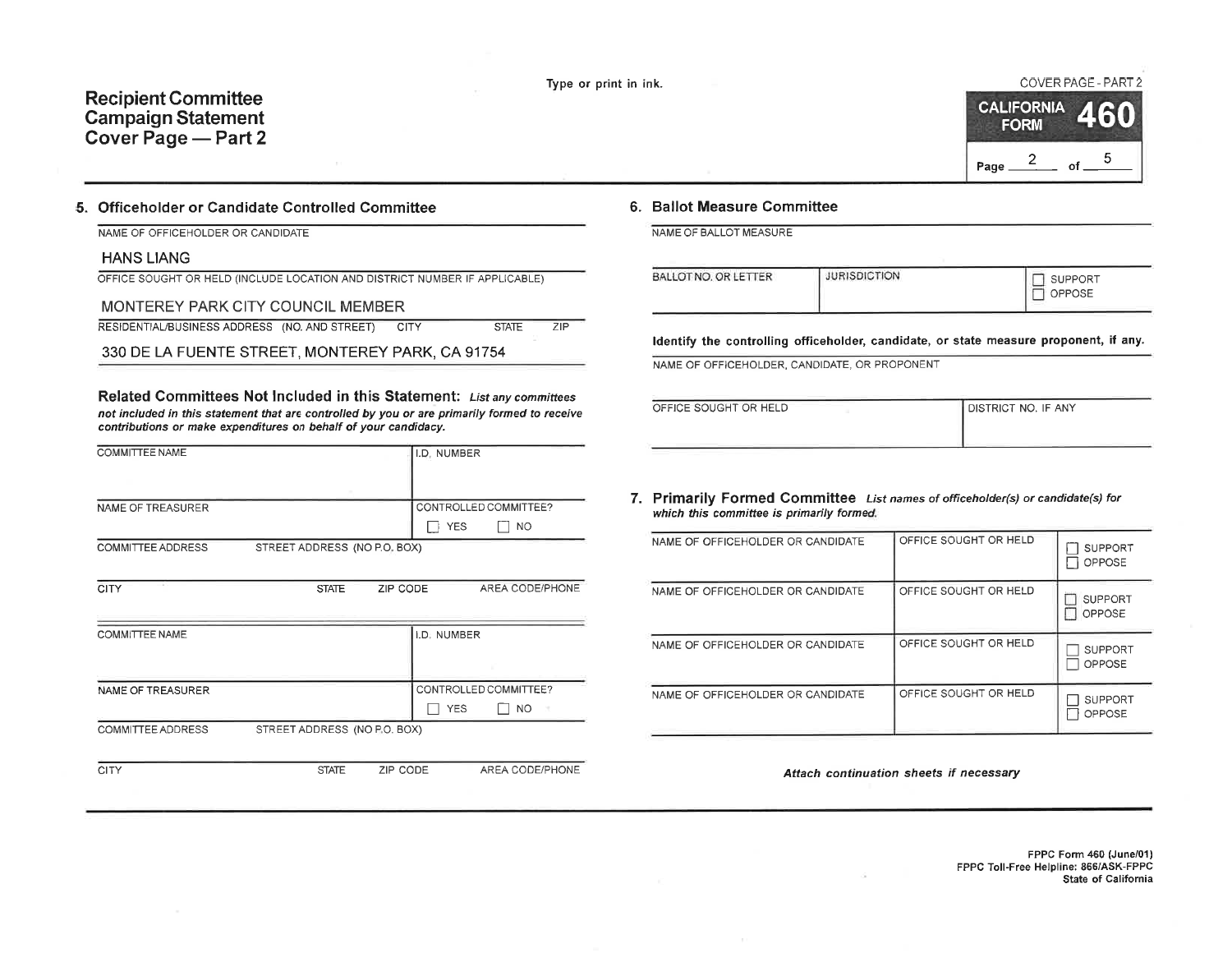# Recipient Committee Campaign Statement Cover Page — Part 2

Type or print in ink.

COVER PAGE - PART 2

**CALIFORNIA FORM 460**

Page 2 of 5

## 5. Officeholder or Candidate Controlled Committee

NAME OF OFFICEHOLDER OR CANDIDATE

HANS LIANG

OFFICE SOUGHT OR HELD (INCLUDE LOCATION AND DISTRICT NUMBER IF APPLICABLE)

MONTEREY PARK CITY COUNCIL MEMBER

RESIDENTIAL/BUSINESS ADDRESS (NO. AND STREET) CITY STATE ZIP

330 DE LA FUENTE STREET, MONTEREY PARK, CA 91754

**Related Committees Not Included in this Statement:** *List any committees not included in this statement that are controlled by you or are primarily formed to receive contributions or make expenditures on behalf of your candidacy.*

| COMMITTEE NAME | I.D. NUMBER |
|---|---|
| | |
| NAME OF TREASURER | CONTROLLED COMMITTEE? ☐ YES ☐ NO |
| COMMITTEE ADDRESS STREET ADDRESS (NO P.O. BOX) | |
| CITY STATE ZIP CODE | AREA CODE/PHONE |

| COMMITTEE NAME | I.D. NUMBER |
|---|---|
| | |
| NAME OF TREASURER | CONTROLLED COMMITTEE? ☐ YES ☐ NO |
| COMMITTEE ADDRESS STREET ADDRESS (NO P.O. BOX) | |
| CITY STATE ZIP CODE | AREA CODE/PHONE |

## 6. Ballot Measure Committee

NAME OF BALLOT MEASURE

| BALLOT NO. OR LETTER | JURISDICTION | ☐ SUPPORT ☐ OPPOSE |
|---|---|---|
| | | |

**Identify the controlling officeholder, candidate, or state measure proponent, if any.**

NAME OF OFFICEHOLDER, CANDIDATE, OR PROPONENT

| OFFICE SOUGHT OR HELD | DISTRICT NO. IF ANY |
|---|---|
| | |

## 7. Primarily Formed Committee *List names of officeholder(s) or candidate(s) for which this committee is primarily formed.*

| NAME OF OFFICEHOLDER OR CANDIDATE | OFFICE SOUGHT OR HELD | ☐ SUPPORT ☐ OPPOSE |
|---|---|---|
| NAME OF OFFICEHOLDER OR CANDIDATE | OFFICE SOUGHT OR HELD | ☐ SUPPORT ☐ OPPOSE |
| NAME OF OFFICEHOLDER OR CANDIDATE | OFFICE SOUGHT OR HELD | ☐ SUPPORT ☐ OPPOSE |
| NAME OF OFFICEHOLDER OR CANDIDATE | OFFICE SOUGHT OR HELD | ☐ SUPPORT ☐ OPPOSE |

*Attach continuation sheets if necessary*

FPPC Form 460 (June/01)
FPPC Toll-Free Helpline: 866/ASK-FPPC
State of California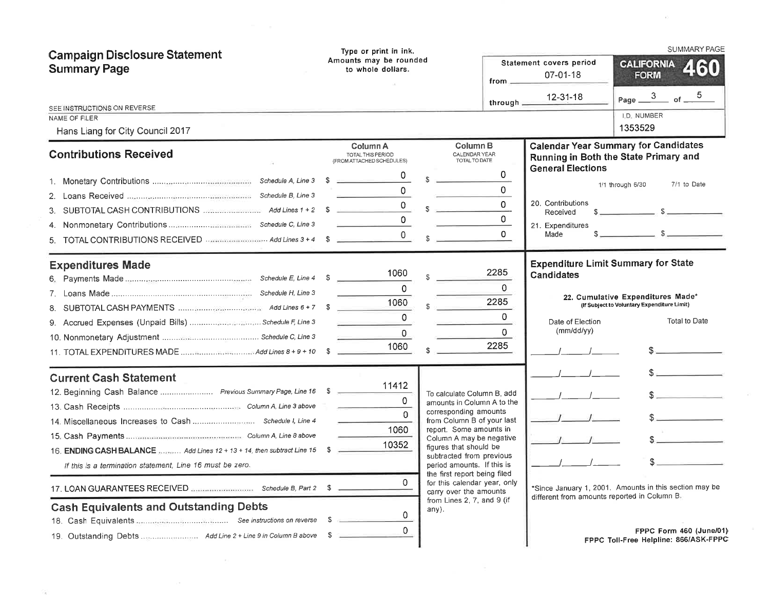# Campaign Disclosure Statement Summary Page

Type or print in ink.
Amounts may be rounded to whole dollars.

SUMMARY PAGE

**CALIFORNIA FORM 460**

Statement covers period
from 07-01-18
through 12-31-18

SEE INSTRUCTIONS ON REVERSE

NAME OF FILER
Hans Liang for City Council 2017

I.D. NUMBER
1353529

## Contributions Received

| | | Column A TOTAL THIS PERIOD (FROM ATTACHED SCHEDULES) | Column B CALENDAR YEAR TOTAL TO DATE |
|---|---|---|---|
| 1. Monetary Contributions | Schedule A, Line 3 | $ 0 | $ 0 |
| 2. Loans Received | Schedule B, Line 3 | 0 | 0 |
| 3. SUBTOTAL CASH CONTRIBUTIONS | Add Lines 1 + 2 | $ 0 | $ 0 |
| 4. Nonmonetary Contributions | Schedule C, Line 3 | 0 | 0 |
| 5. TOTAL CONTRIBUTIONS RECEIVED | Add Lines 3 + 4 | $ 0 | $ 0 |

## Expenditures Made

| | | Column A | Column B |
|---|---|---|---|
| 6. Payments Made | Schedule E, Line 4 | $ 1060 | $ 2285 |
| 7. Loans Made | Schedule H, Line 3 | 0 | 0 |
| 8. SUBTOTAL CASH PAYMENTS | Add Lines 6 + 7 | $ 1060 | $ 2285 |
| 9. Accrued Expenses (Unpaid Bills) | Schedule F, Line 3 | 0 | 0 |
| 10. Nonmonetary Adjustment | Schedule C, Line 3 | 0 | 0 |
| 11. TOTAL EXPENDITURES MADE | Add Lines 8 + 9 + 10 | $ 1060 | $ 2285 |

## Current Cash Statement

| | | |
|---|---|---|
| 12. Beginning Cash Balance | Previous Summary Page, Line 16 | $ 11412 |
| 13. Cash Receipts | Column A, Line 3 above | 0 |
| 14. Miscellaneous Increases to Cash | Schedule I, Line 4 | 0 |
| 15. Cash Payments | Column A, Line 8 above | 1060 |
| 16. **ENDING CASH BALANCE** | Add Lines 12 + 13 + 14, then subtract Line 15 | $ 10352 |

*If this is a termination statement, Line 16 must be zero.*

| | | |
|---|---|---|
| 17. LOAN GUARANTEES RECEIVED | Schedule B, Part 2 | $ 0 |

To calculate Column B, add amounts in Column A to the corresponding amounts from Column B of your last report. Some amounts in Column A may be negative figures that should be subtracted from previous period amounts. If this is the first report being filed for this calendar year, only carry over the amounts from Lines 2, 7, and 9 (if any).

## Cash Equivalents and Outstanding Debts

| | | |
|---|---|---|
| 18. Cash Equivalents | See instructions on reverse | $ 0 |
| 19. Outstanding Debts | Add Line 2 + Line 9 in Column B above | $ 0 |

## Calendar Year Summary for Candidates Running in Both the State Primary and General Elections

| | 1/1 through 6/30 | 7/1 to Date |
|---|---|---|
| 20. Contributions Received | $ | $ |
| 21. Expenditures Made | $ | $ |

## Expenditure Limit Summary for State Candidates

22. Cumulative Expenditures Made* (If Subject to Voluntary Expenditure Limit)

| Date of Election (mm/dd/yy) | Total to Date |
|---|---|
| / / | $ |
| / / | $ |
| / / | $ |
| / / | $ |
| / / | $ |
| / / | $ |

*Since January 1, 2001. Amounts in this section may be different from amounts reported in Column B.

FPPC Form 460 (June/01)
FPPC Toll-Free Helpline: 866/ASK-FPPC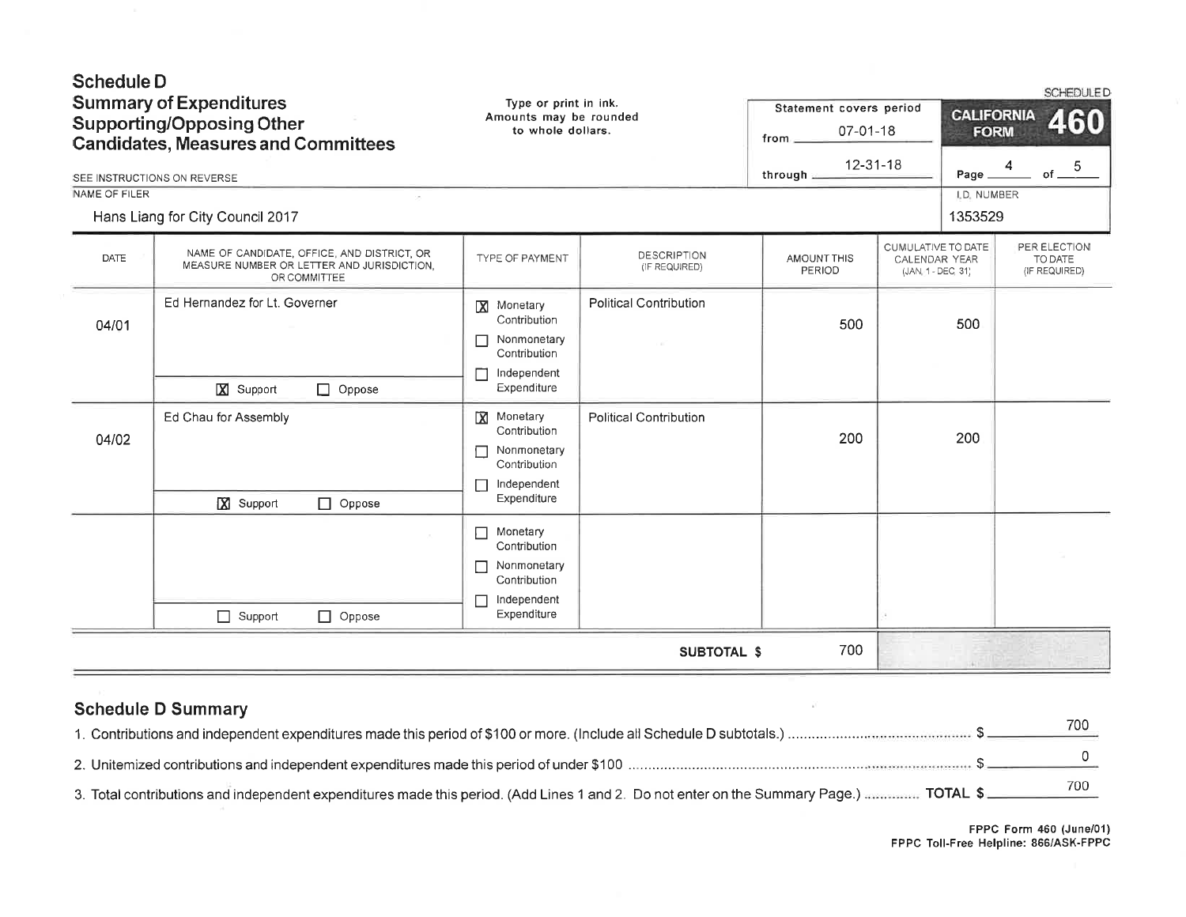# Schedule D
## Summary of Expenditures Supporting/Opposing Other Candidates, Measures and Committees

Type or print in ink.
Amounts may be rounded to whole dollars.

Statement covers period
from 07-01-18
through 12-31-18

SCHEDULE D
CALIFORNIA FORM 460

SEE INSTRUCTIONS ON REVERSE

NAME OF FILER
Hans Liang for City Council 2017

I.D. NUMBER
1353529

| DATE | NAME OF CANDIDATE, OFFICE, AND DISTRICT, OR MEASURE NUMBER OR LETTER AND JURISDICTION, OR COMMITTEE | TYPE OF PAYMENT | DESCRIPTION (IF REQUIRED) | AMOUNT THIS PERIOD | CUMULATIVE TO DATE CALENDAR YEAR (JAN. 1 - DEC. 31) | PER ELECTION TO DATE (IF REQUIRED) |
|---|---|---|---|---|---|---|
| 04/01 | Ed Hernandez for Lt. Governer<br>[X] Support [ ] Oppose | [X] Monetary Contribution<br>[ ] Nonmonetary Contribution<br>[ ] Independent Expenditure | Political Contribution | 500 | 500 | |
| 04/02 | Ed Chau for Assembly<br>[X] Support [ ] Oppose | [X] Monetary Contribution<br>[ ] Nonmonetary Contribution<br>[ ] Independent Expenditure | Political Contribution | 200 | 200 | |
| | [ ] Support [ ] Oppose | [ ] Monetary Contribution<br>[ ] Nonmonetary Contribution<br>[ ] Independent Expenditure | | | | |
| | | | SUBTOTAL $ | 700 | | |

## Schedule D Summary

1. Contributions and independent expenditures made this period of $100 or more. (Include all Schedule D subtotals.) $ 700
2. Unitemized contributions and independent expenditures made this period of under $100 $ 0
3. Total contributions and independent expenditures made this period. (Add Lines 1 and 2. Do not enter on the Summary Page.) TOTAL $ 700

FPPC Form 460 (June/01)
FPPC Toll-Free Helpline: 866/ASK-FPPC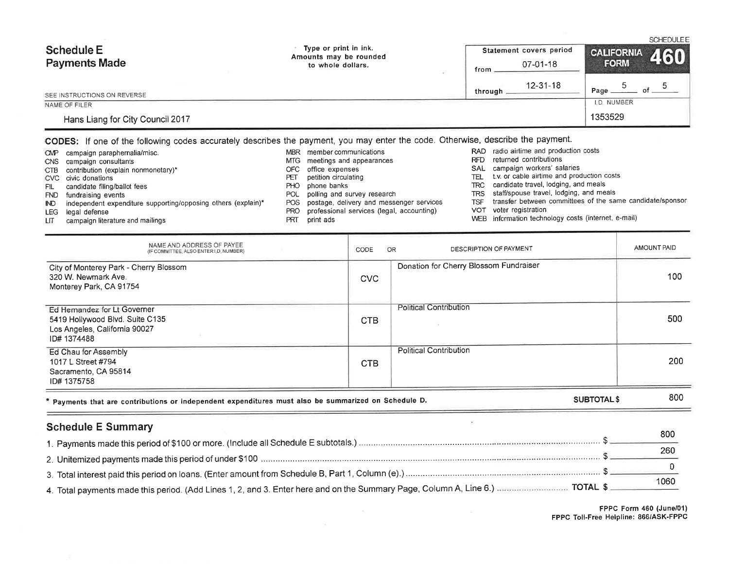SCHEDULE E

## Schedule E
## Payments Made

Type or print in ink.
Amounts may be rounded to whole dollars.

Statement covers period
from 07-01-18
through 12-31-18

**CALIFORNIA FORM 460**

Page 5 of 5

SEE INSTRUCTIONS ON REVERSE

NAME OF FILER: Hans Liang for City Council 2017

I.D. NUMBER: 1353529

**CODES:** If one of the following codes accurately describes the payment, you may enter the code. Otherwise, describe the payment.

- CMP campaign paraphernalia/misc.
- CNS campaign consultants
- CTB contribution (explain nonmonetary)*
- CVC civic donations
- FIL candidate filing/ballot fees
- FND fundraising events
- IND independent expenditure supporting/opposing others (explain)*
- LEG legal defense
- LIT campaign literature and mailings
- MBR member communications
- MTG meetings and appearances
- OFC office expenses
- PET petition circulating
- PHO phone banks
- POL polling and survey research
- POS postage, delivery and messenger services
- PRO professional services (legal, accounting)
- PRT print ads
- RAD radio airtime and production costs
- RFD returned contributions
- SAL campaign workers' salaries
- TEL t.v. or cable airtime and production costs
- TRC candidate travel, lodging, and meals
- TRS staff/spouse travel, lodging, and meals
- TSF transfer between committees of the same candidate/sponsor
- VOT voter registration
- WEB information technology costs (internet, e-mail)

| NAME AND ADDRESS OF PAYEE (IF COMMITTEE, ALSO ENTER I.D. NUMBER) | CODE | OR DESCRIPTION OF PAYMENT | AMOUNT PAID |
|---|---|---|---|
| City of Monterey Park - Cherry Blossom<br>320 W. Newmark Ave.<br>Monterey Park, CA 91754 | CVC | Donation for Cherry Blossom Fundraiser | 100 |
| Ed Hernandez for Lt Governer<br>5419 Hollywood Blvd. Suite C135<br>Los Angeles, California 90027<br>ID# 1374488 | CTB | Political Contribution | 500 |
| Ed Chau for Assembly<br>1017 L Street #794<br>Sacramento, CA 95814<br>ID# 1375758 | CTB | Political Contribution | 200 |

\* Payments that are contributions or independent expenditures must also be summarized on Schedule D.

**SUBTOTAL $** 800

## Schedule E Summary

1. Payments made this period of $100 or more. (Include all Schedule E subtotals.) $ 800
2. Unitemized payments made this period of under $100 $ 260
3. Total interest paid this period on loans. (Enter amount from Schedule B, Part 1, Column (e).) $ 0
4. Total payments made this period. (Add Lines 1, 2, and 3. Enter here and on the Summary Page, Column A, Line 6.) **TOTAL $** 1060

FPPC Form 460 (June/01)
FPPC Toll-Free Helpline: 866/ASK-FPPC